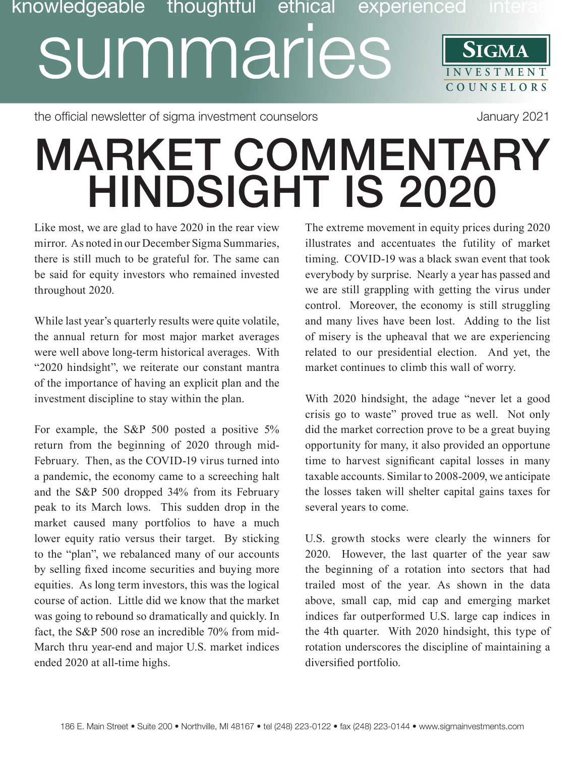knowledgeable thoughtful ethical experienced interac

# summaries

**SIGMA** INVESTMENT COUNSELORS

the official newsletter of sigma investment counselors

January 2021

# MARKET COMMENTARY
# HINDSIGHT IS 2020

Like most, we are glad to have 2020 in the rear view mirror. As noted in our December Sigma Summaries, there is still much to be grateful for. The same can be said for equity investors who remained invested throughout 2020.

While last year's quarterly results were quite volatile, the annual return for most major market averages were well above long-term historical averages. With "2020 hindsight", we reiterate our constant mantra of the importance of having an explicit plan and the investment discipline to stay within the plan.

For example, the S&P 500 posted a positive 5% return from the beginning of 2020 through mid-February. Then, as the COVID-19 virus turned into a pandemic, the economy came to a screeching halt and the S&P 500 dropped 34% from its February peak to its March lows. This sudden drop in the market caused many portfolios to have a much lower equity ratio versus their target. By sticking to the "plan", we rebalanced many of our accounts by selling fixed income securities and buying more equities. As long term investors, this was the logical course of action. Little did we know that the market was going to rebound so dramatically and quickly. In fact, the S&P 500 rose an incredible 70% from mid-March thru year-end and major U.S. market indices ended 2020 at all-time highs.

The extreme movement in equity prices during 2020 illustrates and accentuates the futility of market timing. COVID-19 was a black swan event that took everybody by surprise. Nearly a year has passed and we are still grappling with getting the virus under control. Moreover, the economy is still struggling and many lives have been lost. Adding to the list of misery is the upheaval that we are experiencing related to our presidential election. And yet, the market continues to climb this wall of worry.

With 2020 hindsight, the adage "never let a good crisis go to waste" proved true as well. Not only did the market correction prove to be a great buying opportunity for many, it also provided an opportune time to harvest significant capital losses in many taxable accounts. Similar to 2008-2009, we anticipate the losses taken will shelter capital gains taxes for several years to come.

U.S. growth stocks were clearly the winners for 2020. However, the last quarter of the year saw the beginning of a rotation into sectors that had trailed most of the year. As shown in the data above, small cap, mid cap and emerging market indices far outperformed U.S. large cap indices in the 4th quarter. With 2020 hindsight, this type of rotation underscores the discipline of maintaining a diversified portfolio.

186 E. Main Street • Suite 200 • Northville, MI 48167 • tel (248) 223-0122 • fax (248) 223-0144 • www.sigmainvestments.com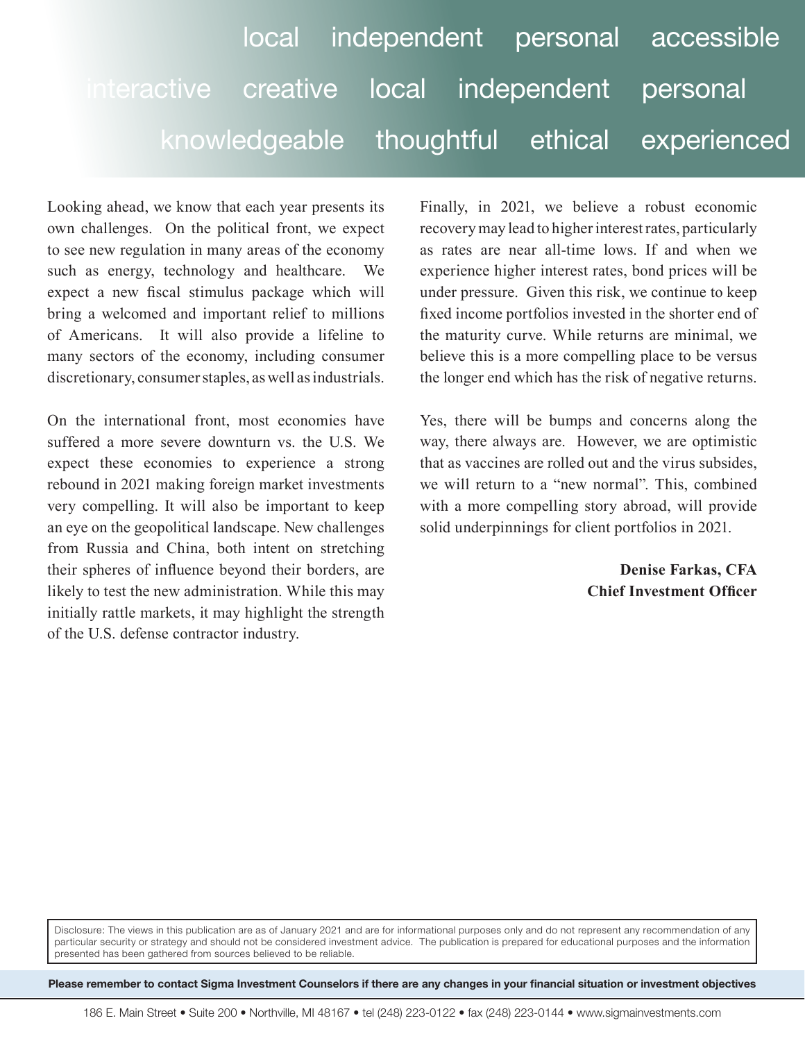local independent personal accessible

interactive creative local independent personal

knowledgeable thoughtful ethical experienced

Looking ahead, we know that each year presents its own challenges. On the political front, we expect to see new regulation in many areas of the economy such as energy, technology and healthcare. We expect a new fiscal stimulus package which will bring a welcomed and important relief to millions of Americans. It will also provide a lifeline to many sectors of the economy, including consumer discretionary, consumer staples, as well as industrials.

On the international front, most economies have suffered a more severe downturn vs. the U.S. We expect these economies to experience a strong rebound in 2021 making foreign market investments very compelling. It will also be important to keep an eye on the geopolitical landscape. New challenges from Russia and China, both intent on stretching their spheres of influence beyond their borders, are likely to test the new administration. While this may initially rattle markets, it may highlight the strength of the U.S. defense contractor industry.

Finally, in 2021, we believe a robust economic recovery may lead to higher interest rates, particularly as rates are near all-time lows. If and when we experience higher interest rates, bond prices will be under pressure. Given this risk, we continue to keep fixed income portfolios invested in the shorter end of the maturity curve. While returns are minimal, we believe this is a more compelling place to be versus the longer end which has the risk of negative returns.

Yes, there will be bumps and concerns along the way, there always are. However, we are optimistic that as vaccines are rolled out and the virus subsides, we will return to a "new normal". This, combined with a more compelling story abroad, will provide solid underpinnings for client portfolios in 2021.

**Denise Farkas, CFA**
**Chief Investment Officer**

Disclosure: The views in this publication are as of January 2021 and are for informational purposes only and do not represent any recommendation of any particular security or strategy and should not be considered investment advice. The publication is prepared for educational purposes and the information presented has been gathered from sources believed to be reliable.

**Please remember to contact Sigma Investment Counselors if there are any changes in your financial situation or investment objectives**

186 E. Main Street • Suite 200 • Northville, MI 48167 • tel (248) 223-0122 • fax (248) 223-0144 • www.sigmainvestments.com